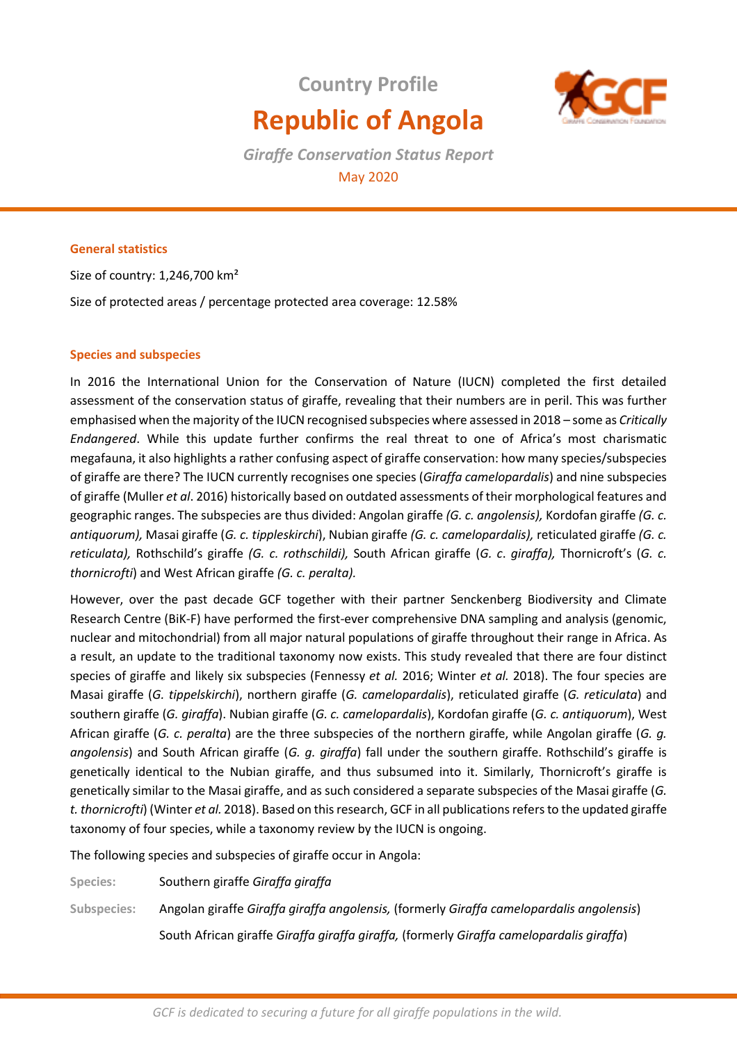# Country Profile

# Republic of Angola

*Giraffe Conservation Status Report*

May 2020

## General statistics

Size of country: 1,246,700 km²

Size of protected areas / percentage protected area coverage: 12.58%

## Species and subspecies

In 2016 the International Union for the Conservation of Nature (IUCN) completed the first detailed assessment of the conservation status of giraffe, revealing that their numbers are in peril. This was further emphasised when the majority of the IUCN recognised subspecies where assessed in 2018 – some as *Critically Endangered*. While this update further confirms the real threat to one of Africa's most charismatic megafauna, it also highlights a rather confusing aspect of giraffe conservation: how many species/subspecies of giraffe are there? The IUCN currently recognises one species (*Giraffa camelopardalis*) and nine subspecies of giraffe (Muller *et al*. 2016) historically based on outdated assessments of their morphological features and geographic ranges. The subspecies are thus divided: Angolan giraffe *(G. c. angolensis),* Kordofan giraffe *(G. c. antiquorum),* Masai giraffe (*G. c. tippleskirchi*), Nubian giraffe *(G. c. camelopardalis),* reticulated giraffe *(G. c. reticulata),* Rothschild's giraffe *(G. c. rothschildi),* South African giraffe (*G. c*. *giraffa),* Thornicroft's (*G. c. thornicrofti*) and West African giraffe *(G. c. peralta).*

However, over the past decade GCF together with their partner Senckenberg Biodiversity and Climate Research Centre (BiK-F) have performed the first-ever comprehensive DNA sampling and analysis (genomic, nuclear and mitochondrial) from all major natural populations of giraffe throughout their range in Africa. As a result, an update to the traditional taxonomy now exists. This study revealed that there are four distinct species of giraffe and likely six subspecies (Fennessy *et al.* 2016; Winter *et al.* 2018). The four species are Masai giraffe (*G. tippelskirchi*), northern giraffe (*G. camelopardalis*), reticulated giraffe (*G. reticulata*) and southern giraffe (*G. giraffa*). Nubian giraffe (*G. c. camelopardalis*), Kordofan giraffe (*G. c. antiquorum*), West African giraffe (*G. c. peralta*) are the three subspecies of the northern giraffe, while Angolan giraffe (*G. g. angolensis*) and South African giraffe (*G. g. giraffa*) fall under the southern giraffe. Rothschild's giraffe is genetically identical to the Nubian giraffe, and thus subsumed into it. Similarly, Thornicroft's giraffe is genetically similar to the Masai giraffe, and as such considered a separate subspecies of the Masai giraffe (*G. t. thornicrofti*) (Winter *et al.* 2018). Based on this research, GCF in all publications refers to the updated giraffe taxonomy of four species, while a taxonomy review by the IUCN is ongoing.

The following species and subspecies of giraffe occur in Angola:

**Species:** Southern giraffe *Giraffa giraffa*

**Subspecies:** Angolan giraffe *Giraffa giraffa angolensis,* (formerly *Giraffa camelopardalis angolensis*)

South African giraffe *Giraffa giraffa giraffa,* (formerly *Giraffa camelopardalis giraffa*)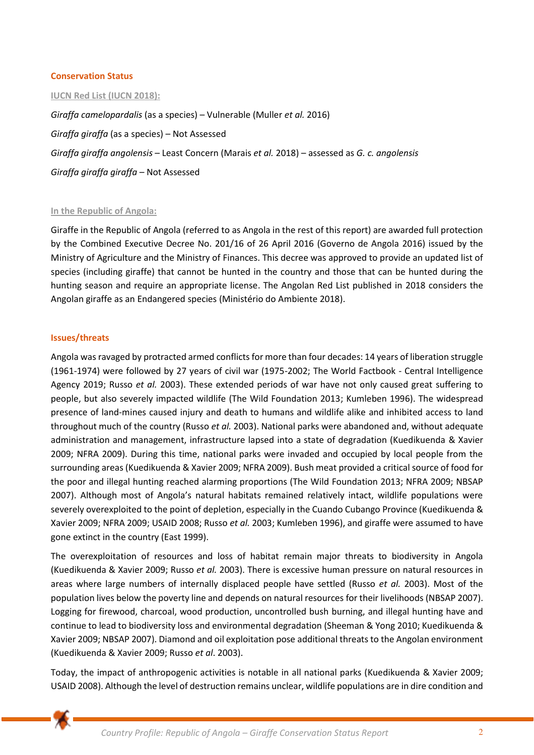## Conservation Status

### IUCN Red List (IUCN 2018):

*Giraffa camelopardalis* (as a species) – Vulnerable (Muller *et al.* 2016)

*Giraffa giraffa* (as a species) – Not Assessed

*Giraffa giraffa angolensis* – Least Concern (Marais *et al.* 2018) – assessed as *G. c. angolensis*

*Giraffa giraffa giraffa* – Not Assessed

### In the Republic of Angola:

Giraffe in the Republic of Angola (referred to as Angola in the rest of this report) are awarded full protection by the Combined Executive Decree No. 201/16 of 26 April 2016 (Governo de Angola 2016) issued by the Ministry of Agriculture and the Ministry of Finances. This decree was approved to provide an updated list of species (including giraffe) that cannot be hunted in the country and those that can be hunted during the hunting season and require an appropriate license. The Angolan Red List published in 2018 considers the Angolan giraffe as an Endangered species (Ministério do Ambiente 2018).

## Issues/threats

Angola was ravaged by protracted armed conflicts for more than four decades: 14 years of liberation struggle (1961-1974) were followed by 27 years of civil war (1975-2002; The World Factbook - Central Intelligence Agency 2019; Russo *et al.* 2003). These extended periods of war have not only caused great suffering to people, but also severely impacted wildlife (The Wild Foundation 2013; Kumleben 1996). The widespread presence of land-mines caused injury and death to humans and wildlife alike and inhibited access to land throughout much of the country (Russo *et al.* 2003). National parks were abandoned and, without adequate administration and management, infrastructure lapsed into a state of degradation (Kuedikuenda & Xavier 2009; NFRA 2009). During this time, national parks were invaded and occupied by local people from the surrounding areas (Kuedikuenda & Xavier 2009; NFRA 2009). Bush meat provided a critical source of food for the poor and illegal hunting reached alarming proportions (The Wild Foundation 2013; NFRA 2009; NBSAP 2007). Although most of Angola's natural habitats remained relatively intact, wildlife populations were severely overexploited to the point of depletion, especially in the Cuando Cubango Province (Kuedikuenda & Xavier 2009; NFRA 2009; USAID 2008; Russo *et al.* 2003; Kumleben 1996), and giraffe were assumed to have gone extinct in the country (East 1999).

The overexploitation of resources and loss of habitat remain major threats to biodiversity in Angola (Kuedikuenda & Xavier 2009; Russo *et al.* 2003). There is excessive human pressure on natural resources in areas where large numbers of internally displaced people have settled (Russo *et al.* 2003). Most of the population lives below the poverty line and depends on natural resources for their livelihoods (NBSAP 2007). Logging for firewood, charcoal, wood production, uncontrolled bush burning, and illegal hunting have and continue to lead to biodiversity loss and environmental degradation (Sheeman & Yong 2010; Kuedikuenda & Xavier 2009; NBSAP 2007). Diamond and oil exploitation pose additional threats to the Angolan environment (Kuedikuenda & Xavier 2009; Russo *et al*. 2003).

Today, the impact of anthropogenic activities is notable in all national parks (Kuedikuenda & Xavier 2009; USAID 2008). Although the level of destruction remains unclear, wildlife populations are in dire condition and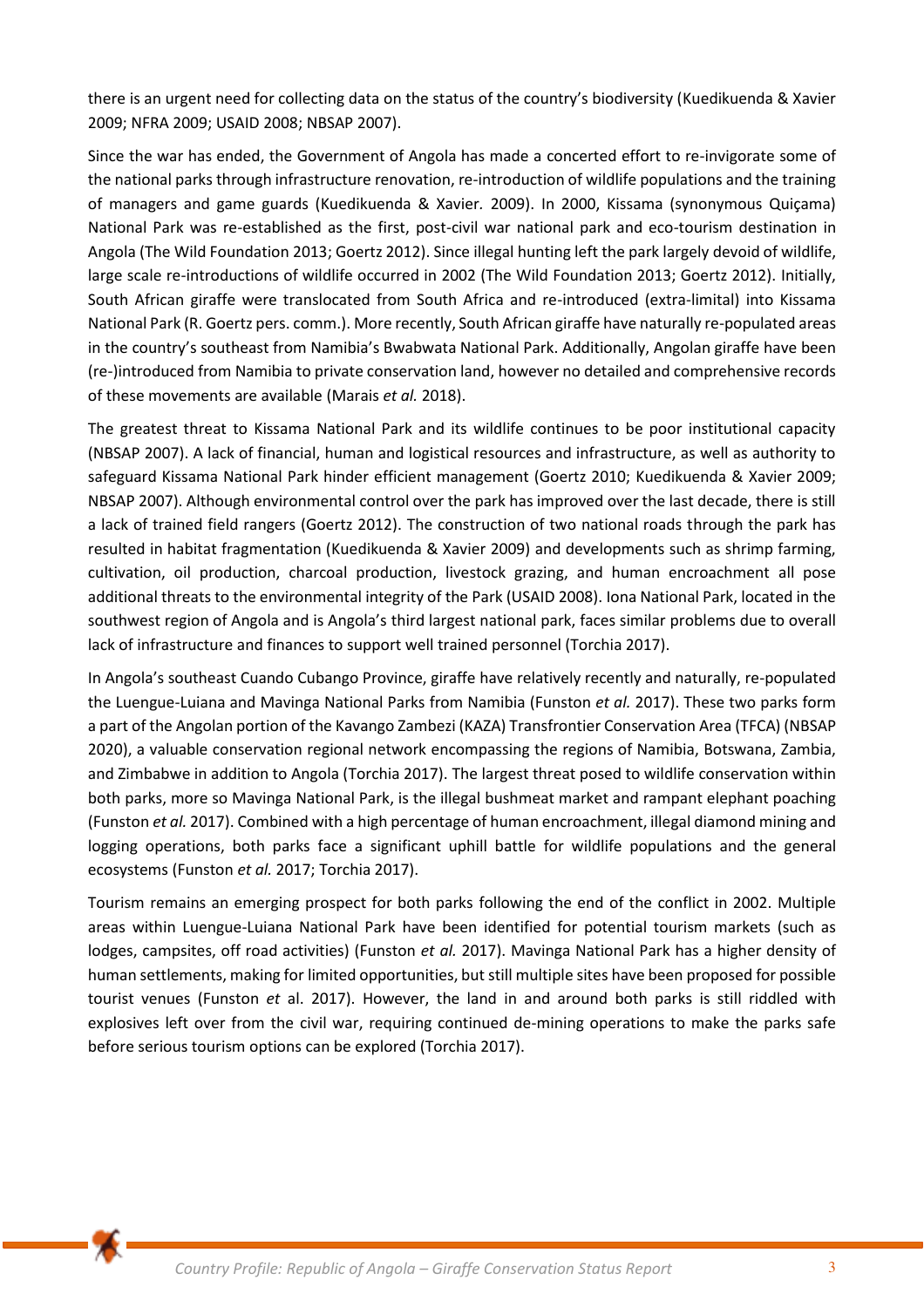there is an urgent need for collecting data on the status of the country's biodiversity (Kuedikuenda & Xavier 2009; NFRA 2009; USAID 2008; NBSAP 2007).

Since the war has ended, the Government of Angola has made a concerted effort to re-invigorate some of the national parks through infrastructure renovation, re-introduction of wildlife populations and the training of managers and game guards (Kuedikuenda & Xavier. 2009). In 2000, Kissama (synonymous Quiçama) National Park was re-established as the first, post-civil war national park and eco-tourism destination in Angola (The Wild Foundation 2013; Goertz 2012). Since illegal hunting left the park largely devoid of wildlife, large scale re-introductions of wildlife occurred in 2002 (The Wild Foundation 2013; Goertz 2012). Initially, South African giraffe were translocated from South Africa and re-introduced (extra-limital) into Kissama National Park (R. Goertz pers. comm.). More recently, South African giraffe have naturally re-populated areas in the country's southeast from Namibia's Bwabwata National Park. Additionally, Angolan giraffe have been (re-)introduced from Namibia to private conservation land, however no detailed and comprehensive records of these movements are available (Marais *et al.* 2018).

The greatest threat to Kissama National Park and its wildlife continues to be poor institutional capacity (NBSAP 2007). A lack of financial, human and logistical resources and infrastructure, as well as authority to safeguard Kissama National Park hinder efficient management (Goertz 2010; Kuedikuenda & Xavier 2009; NBSAP 2007). Although environmental control over the park has improved over the last decade, there is still a lack of trained field rangers (Goertz 2012). The construction of two national roads through the park has resulted in habitat fragmentation (Kuedikuenda & Xavier 2009) and developments such as shrimp farming, cultivation, oil production, charcoal production, livestock grazing, and human encroachment all pose additional threats to the environmental integrity of the Park (USAID 2008). Iona National Park, located in the southwest region of Angola and is Angola's third largest national park, faces similar problems due to overall lack of infrastructure and finances to support well trained personnel (Torchia 2017).

In Angola's southeast Cuando Cubango Province, giraffe have relatively recently and naturally, re-populated the Luengue-Luiana and Mavinga National Parks from Namibia (Funston *et al.* 2017). These two parks form a part of the Angolan portion of the Kavango Zambezi (KAZA) Transfrontier Conservation Area (TFCA) (NBSAP 2020), a valuable conservation regional network encompassing the regions of Namibia, Botswana, Zambia, and Zimbabwe in addition to Angola (Torchia 2017). The largest threat posed to wildlife conservation within both parks, more so Mavinga National Park, is the illegal bushmeat market and rampant elephant poaching (Funston *et al.* 2017). Combined with a high percentage of human encroachment, illegal diamond mining and logging operations, both parks face a significant uphill battle for wildlife populations and the general ecosystems (Funston *et al.* 2017; Torchia 2017).

Tourism remains an emerging prospect for both parks following the end of the conflict in 2002. Multiple areas within Luengue-Luiana National Park have been identified for potential tourism markets (such as lodges, campsites, off road activities) (Funston *et al.* 2017). Mavinga National Park has a higher density of human settlements, making for limited opportunities, but still multiple sites have been proposed for possible tourist venues (Funston *et* al. 2017). However, the land in and around both parks is still riddled with explosives left over from the civil war, requiring continued de-mining operations to make the parks safe before serious tourism options can be explored (Torchia 2017).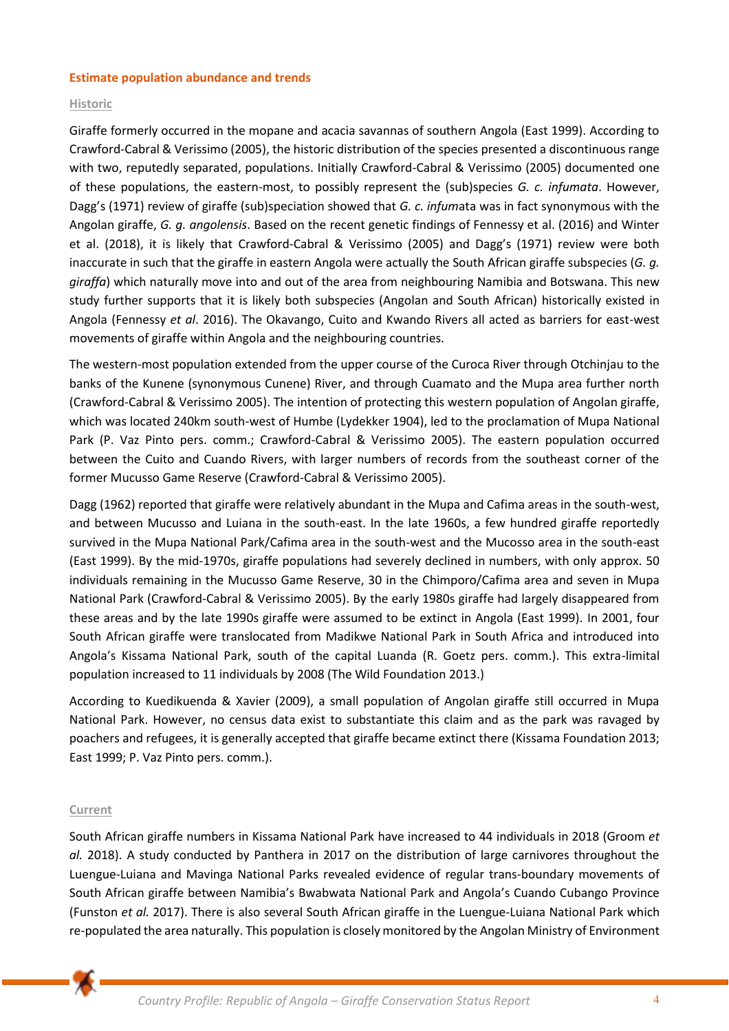## Estimate population abundance and trends

### Historic

Giraffe formerly occurred in the mopane and acacia savannas of southern Angola (East 1999). According to Crawford-Cabral & Verissimo (2005), the historic distribution of the species presented a discontinuous range with two, reputedly separated, populations. Initially Crawford-Cabral & Verissimo (2005) documented one of these populations, the eastern-most, to possibly represent the (sub)species *G. c. infumata*. However, Dagg's (1971) review of giraffe (sub)speciation showed that *G. c. infum*ata was in fact synonymous with the Angolan giraffe, *G. g. angolensis*. Based on the recent genetic findings of Fennessy et al. (2016) and Winter et al. (2018), it is likely that Crawford-Cabral & Verissimo (2005) and Dagg's (1971) review were both inaccurate in such that the giraffe in eastern Angola were actually the South African giraffe subspecies (*G. g. giraffa*) which naturally move into and out of the area from neighbouring Namibia and Botswana. This new study further supports that it is likely both subspecies (Angolan and South African) historically existed in Angola (Fennessy *et al*. 2016). The Okavango, Cuito and Kwando Rivers all acted as barriers for east-west movements of giraffe within Angola and the neighbouring countries.

The western-most population extended from the upper course of the Curoca River through Otchinjau to the banks of the Kunene (synonymous Cunene) River, and through Cuamato and the Mupa area further north (Crawford-Cabral & Verissimo 2005). The intention of protecting this western population of Angolan giraffe, which was located 240km south-west of Humbe (Lydekker 1904), led to the proclamation of Mupa National Park (P. Vaz Pinto pers. comm.; Crawford-Cabral & Verissimo 2005). The eastern population occurred between the Cuito and Cuando Rivers, with larger numbers of records from the southeast corner of the former Mucusso Game Reserve (Crawford-Cabral & Verissimo 2005).

Dagg (1962) reported that giraffe were relatively abundant in the Mupa and Cafima areas in the south-west, and between Mucusso and Luiana in the south-east. In the late 1960s, a few hundred giraffe reportedly survived in the Mupa National Park/Cafima area in the south-west and the Mucosso area in the south-east (East 1999). By the mid-1970s, giraffe populations had severely declined in numbers, with only approx. 50 individuals remaining in the Mucusso Game Reserve, 30 in the Chimporo/Cafima area and seven in Mupa National Park (Crawford-Cabral & Verissimo 2005). By the early 1980s giraffe had largely disappeared from these areas and by the late 1990s giraffe were assumed to be extinct in Angola (East 1999). In 2001, four South African giraffe were translocated from Madikwe National Park in South Africa and introduced into Angola's Kissama National Park, south of the capital Luanda (R. Goetz pers. comm.). This extra-limital population increased to 11 individuals by 2008 (The Wild Foundation 2013.)

According to Kuedikuenda & Xavier (2009), a small population of Angolan giraffe still occurred in Mupa National Park. However, no census data exist to substantiate this claim and as the park was ravaged by poachers and refugees, it is generally accepted that giraffe became extinct there (Kissama Foundation 2013; East 1999; P. Vaz Pinto pers. comm.).

### Current

South African giraffe numbers in Kissama National Park have increased to 44 individuals in 2018 (Groom *et al.* 2018). A study conducted by Panthera in 2017 on the distribution of large carnivores throughout the Luengue-Luiana and Mavinga National Parks revealed evidence of regular trans-boundary movements of South African giraffe between Namibia's Bwabwata National Park and Angola's Cuando Cubango Province (Funston *et al.* 2017). There is also several South African giraffe in the Luengue-Luiana National Park which re-populated the area naturally. This population is closely monitored by the Angolan Ministry of Environment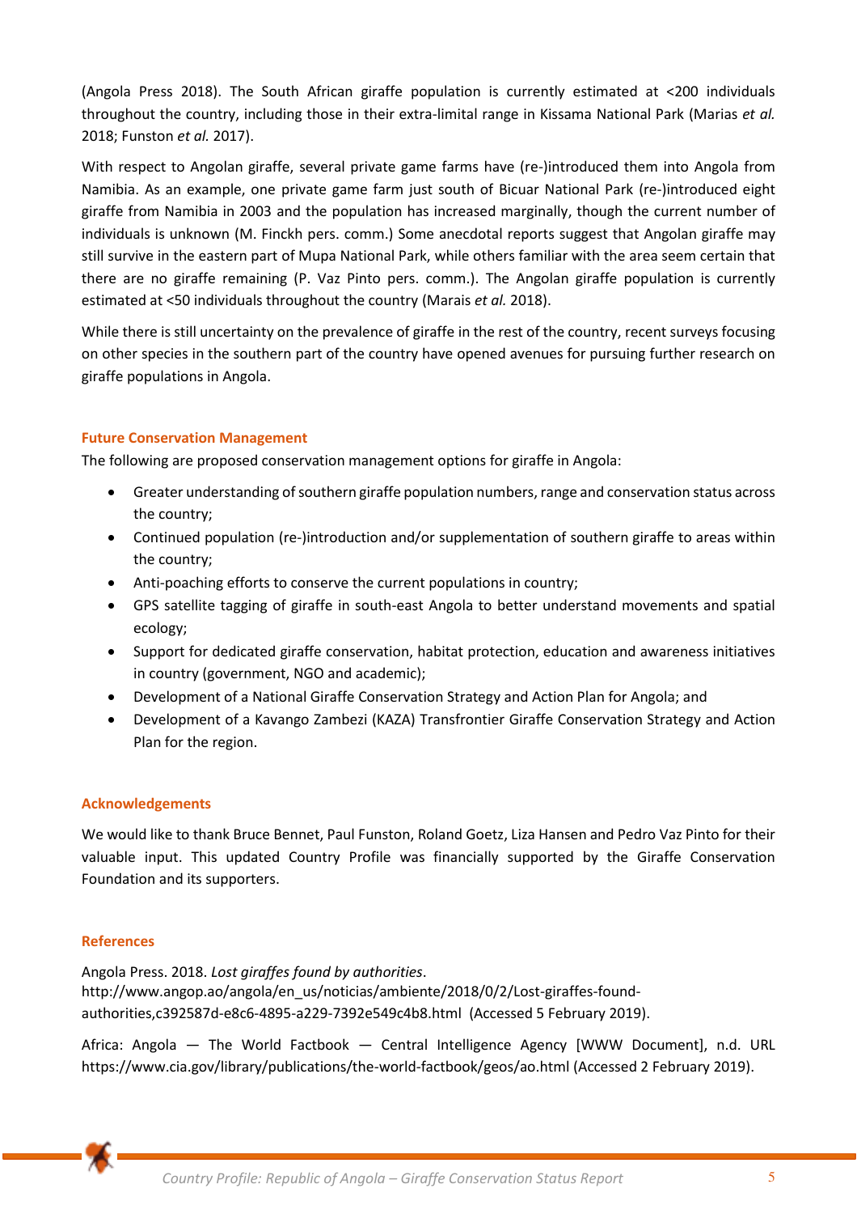(Angola Press 2018). The South African giraffe population is currently estimated at <200 individuals throughout the country, including those in their extra-limital range in Kissama National Park (Marias *et al.* 2018; Funston *et al.* 2017).

With respect to Angolan giraffe, several private game farms have (re-)introduced them into Angola from Namibia. As an example, one private game farm just south of Bicuar National Park (re-)introduced eight giraffe from Namibia in 2003 and the population has increased marginally, though the current number of individuals is unknown (M. Finckh pers. comm.) Some anecdotal reports suggest that Angolan giraffe may still survive in the eastern part of Mupa National Park, while others familiar with the area seem certain that there are no giraffe remaining (P. Vaz Pinto pers. comm.). The Angolan giraffe population is currently estimated at <50 individuals throughout the country (Marais *et al.* 2018).

While there is still uncertainty on the prevalence of giraffe in the rest of the country, recent surveys focusing on other species in the southern part of the country have opened avenues for pursuing further research on giraffe populations in Angola.

## Future Conservation Management

The following are proposed conservation management options for giraffe in Angola:

- Greater understanding of southern giraffe population numbers, range and conservation status across the country;
- Continued population (re-)introduction and/or supplementation of southern giraffe to areas within the country;
- Anti-poaching efforts to conserve the current populations in country;
- GPS satellite tagging of giraffe in south-east Angola to better understand movements and spatial ecology;
- Support for dedicated giraffe conservation, habitat protection, education and awareness initiatives in country (government, NGO and academic);
- Development of a National Giraffe Conservation Strategy and Action Plan for Angola; and
- Development of a Kavango Zambezi (KAZA) Transfrontier Giraffe Conservation Strategy and Action Plan for the region.

## Acknowledgements

We would like to thank Bruce Bennet, Paul Funston, Roland Goetz, Liza Hansen and Pedro Vaz Pinto for their valuable input. This updated Country Profile was financially supported by the Giraffe Conservation Foundation and its supporters.

## References

Angola Press. 2018. *Lost giraffes found by authorities*. http://www.angop.ao/angola/en_us/noticias/ambiente/2018/0/2/Lost-giraffes-found-authorities,c392587d-e8c6-4895-a229-7392e549c4b8.html (Accessed 5 February 2019).

Africa: Angola — The World Factbook — Central Intelligence Agency [WWW Document], n.d. URL https://www.cia.gov/library/publications/the-world-factbook/geos/ao.html (Accessed 2 February 2019).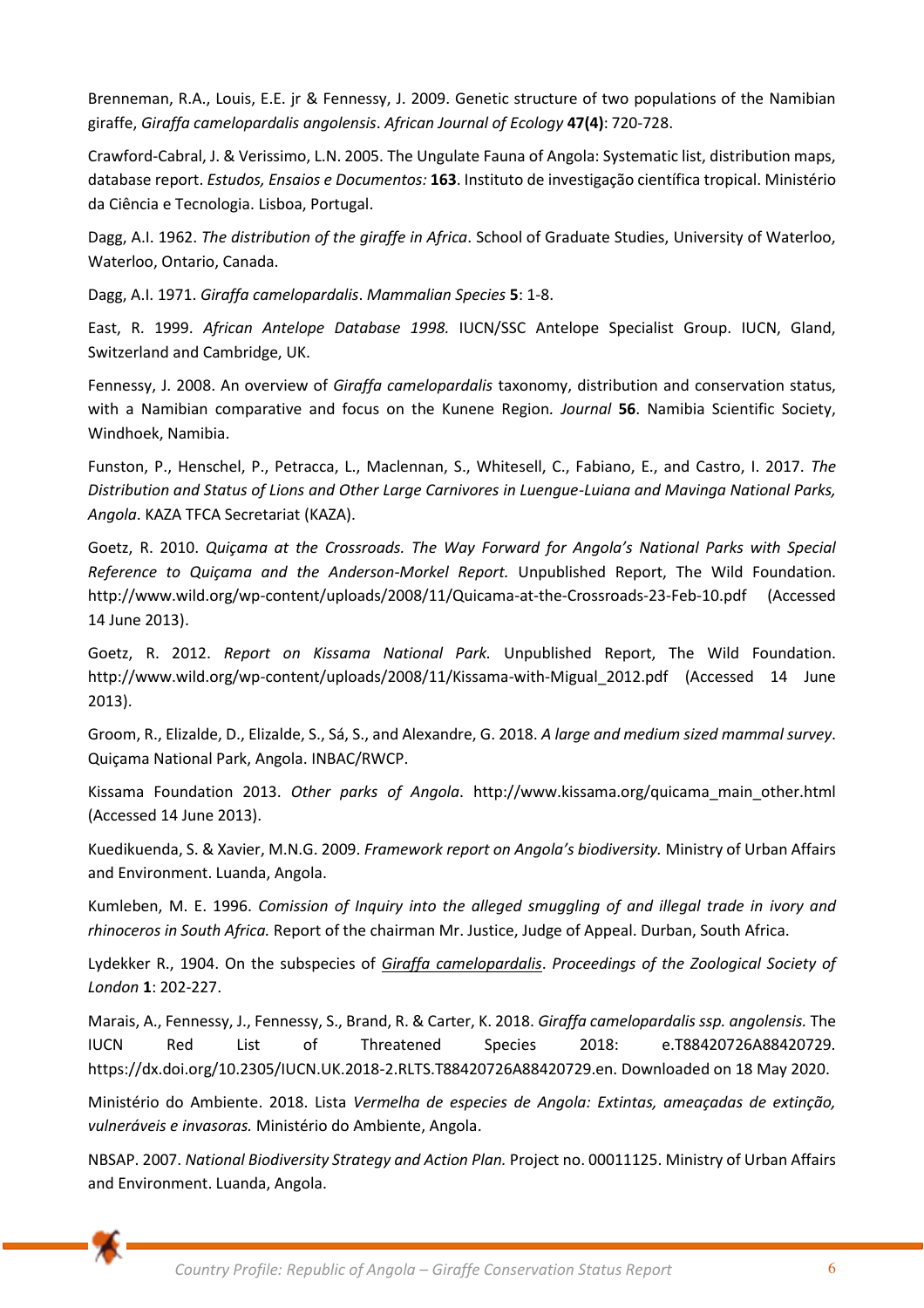Brenneman, R.A., Louis, E.E. jr & Fennessy, J. 2009. Genetic structure of two populations of the Namibian giraffe, *Giraffa camelopardalis angolensis*. *African Journal of Ecology* **47(4)**: 720-728.

Crawford-Cabral, J. & Verissimo, L.N. 2005. The Ungulate Fauna of Angola: Systematic list, distribution maps, database report. *Estudos, Ensaios e Documentos:* **163**. Instituto de investigação científica tropical. Ministério da Ciência e Tecnologia. Lisboa, Portugal.

Dagg, A.I. 1962. *The distribution of the giraffe in Africa*. School of Graduate Studies, University of Waterloo, Waterloo, Ontario, Canada.

Dagg, A.I. 1971. *Giraffa camelopardalis*. *Mammalian Species* **5**: 1-8.

East, R. 1999. *African Antelope Database 1998.* IUCN/SSC Antelope Specialist Group. IUCN, Gland, Switzerland and Cambridge, UK.

Fennessy, J. 2008. An overview of *Giraffa camelopardalis* taxonomy, distribution and conservation status, with a Namibian comparative and focus on the Kunene Region. *Journal* **56**. Namibia Scientific Society, Windhoek, Namibia.

Funston, P., Henschel, P., Petracca, L., Maclennan, S., Whitesell, C., Fabiano, E., and Castro, I. 2017. *The Distribution and Status of Lions and Other Large Carnivores in Luengue-Luiana and Mavinga National Parks, Angola*. KAZA TFCA Secretariat (KAZA).

Goetz, R. 2010. *Quiçama at the Crossroads. The Way Forward for Angola's National Parks with Special Reference to Quiçama and the Anderson-Morkel Report.* Unpublished Report, The Wild Foundation. http://www.wild.org/wp-content/uploads/2008/11/Quicama-at-the-Crossroads-23-Feb-10.pdf (Accessed 14 June 2013).

Goetz, R. 2012. *Report on Kissama National Park.* Unpublished Report, The Wild Foundation. http://www.wild.org/wp-content/uploads/2008/11/Kissama-with-Migual_2012.pdf (Accessed 14 June 2013).

Groom, R., Elizalde, D., Elizalde, S., Sá, S., and Alexandre, G. 2018. *A large and medium sized mammal survey*. Quiçama National Park, Angola. INBAC/RWCP.

Kissama Foundation 2013. *Other parks of Angola.* http://www.kissama.org/quicama_main_other.html (Accessed 14 June 2013).

Kuedikuenda, S. & Xavier, M.N.G. 2009. *Framework report on Angola's biodiversity.* Ministry of Urban Affairs and Environment. Luanda, Angola.

Kumleben, M. E. 1996. *Comission of Inquiry into the alleged smuggling of and illegal trade in ivory and rhinoceros in South Africa.* Report of the chairman Mr. Justice, Judge of Appeal. Durban, South Africa.

Lydekker R., 1904. On the subspecies of *Giraffa camelopardalis*. *Proceedings of the Zoological Society of London* **1**: 202-227.

Marais, A., Fennessy, J., Fennessy, S., Brand, R. & Carter, K. 2018. *Giraffa camelopardalis ssp. angolensis.* The IUCN Red List of Threatened Species 2018: e.T88420726A88420729. https://dx.doi.org/10.2305/IUCN.UK.2018-2.RLTS.T88420726A88420729.en. Downloaded on 18 May 2020.

Ministério do Ambiente. 2018. Lista *Vermelha de especies de Angola: Extintas, ameaçadas de extinção, vulneráveis e invasoras.* Ministério do Ambiente, Angola.

NBSAP. 2007. *National Biodiversity Strategy and Action Plan.* Project no. 00011125. Ministry of Urban Affairs and Environment. Luanda, Angola.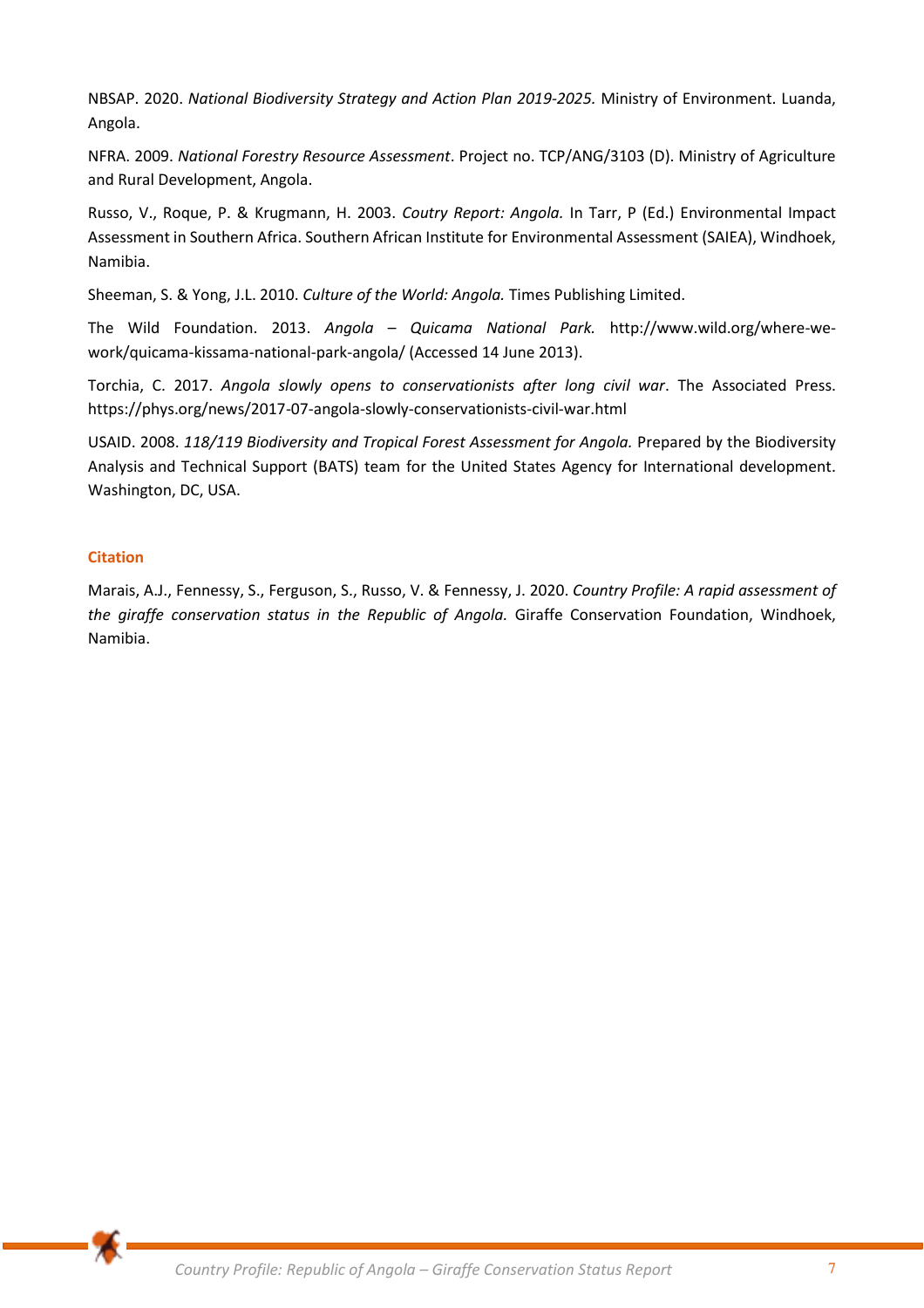NBSAP. 2020. *National Biodiversity Strategy and Action Plan 2019-2025.* Ministry of Environment. Luanda, Angola.

NFRA. 2009. *National Forestry Resource Assessment*. Project no. TCP/ANG/3103 (D). Ministry of Agriculture and Rural Development, Angola.

Russo, V., Roque, P. & Krugmann, H. 2003. *Coutry Report: Angola.* In Tarr, P (Ed.) Environmental Impact Assessment in Southern Africa. Southern African Institute for Environmental Assessment (SAIEA), Windhoek, Namibia.

Sheeman, S. & Yong, J.L. 2010. *Culture of the World: Angola.* Times Publishing Limited.

The Wild Foundation. 2013. *Angola – Quicama National Park.* http://www.wild.org/where-we-work/quicama-kissama-national-park-angola/ (Accessed 14 June 2013).

Torchia, C. 2017. *Angola slowly opens to conservationists after long civil war*. The Associated Press. https://phys.org/news/2017-07-angola-slowly-conservationists-civil-war.html

USAID. 2008. *118/119 Biodiversity and Tropical Forest Assessment for Angola.* Prepared by the Biodiversity Analysis and Technical Support (BATS) team for the United States Agency for International development. Washington, DC, USA.

## Citation

Marais, A.J., Fennessy, S., Ferguson, S., Russo, V. & Fennessy, J. 2020. *Country Profile: A rapid assessment of the giraffe conservation status in the Republic of Angola.* Giraffe Conservation Foundation, Windhoek, Namibia.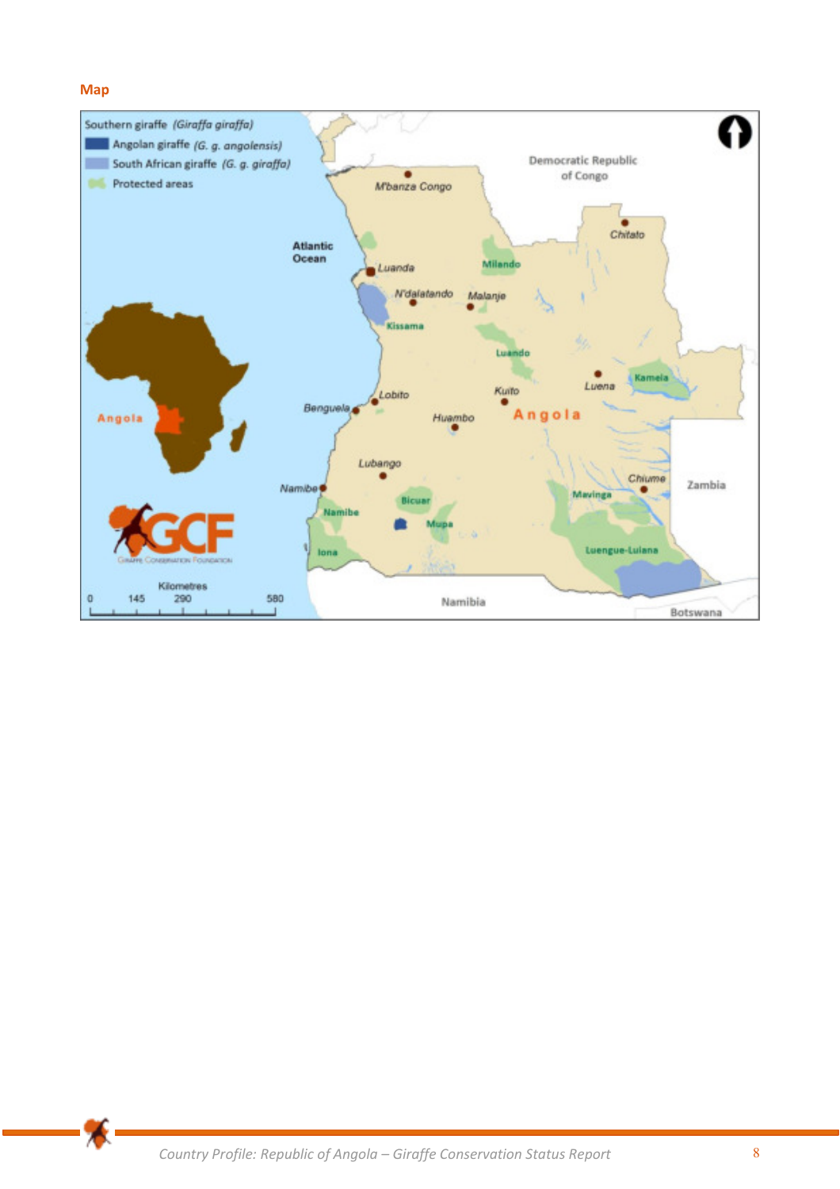## Map

Southern giraffe (*Giraffa giraffa*)
Angolan giraffe (*G. g. angolensis*)
South African giraffe (*G. g. giraffa*)
Protected areas

Atlantic Ocean
Democratic Republic of Congo
M'banza Congo
Chitato
Luanda
Milando
N'dalatando
Malanje
Kissama
Luando
Kamela
Luena
Kuito
Lobito
Benguela
Huambo
Angola
Lubango
Namibe
Chiume
Zambia
Mavinga
Bicuar
Namibe
Mupa
Iona
Luengue-Luiana
Namibia
Botswana
Angola
GCF
Giraffe Conservation Foundation
Kilometres
0 145 290 580